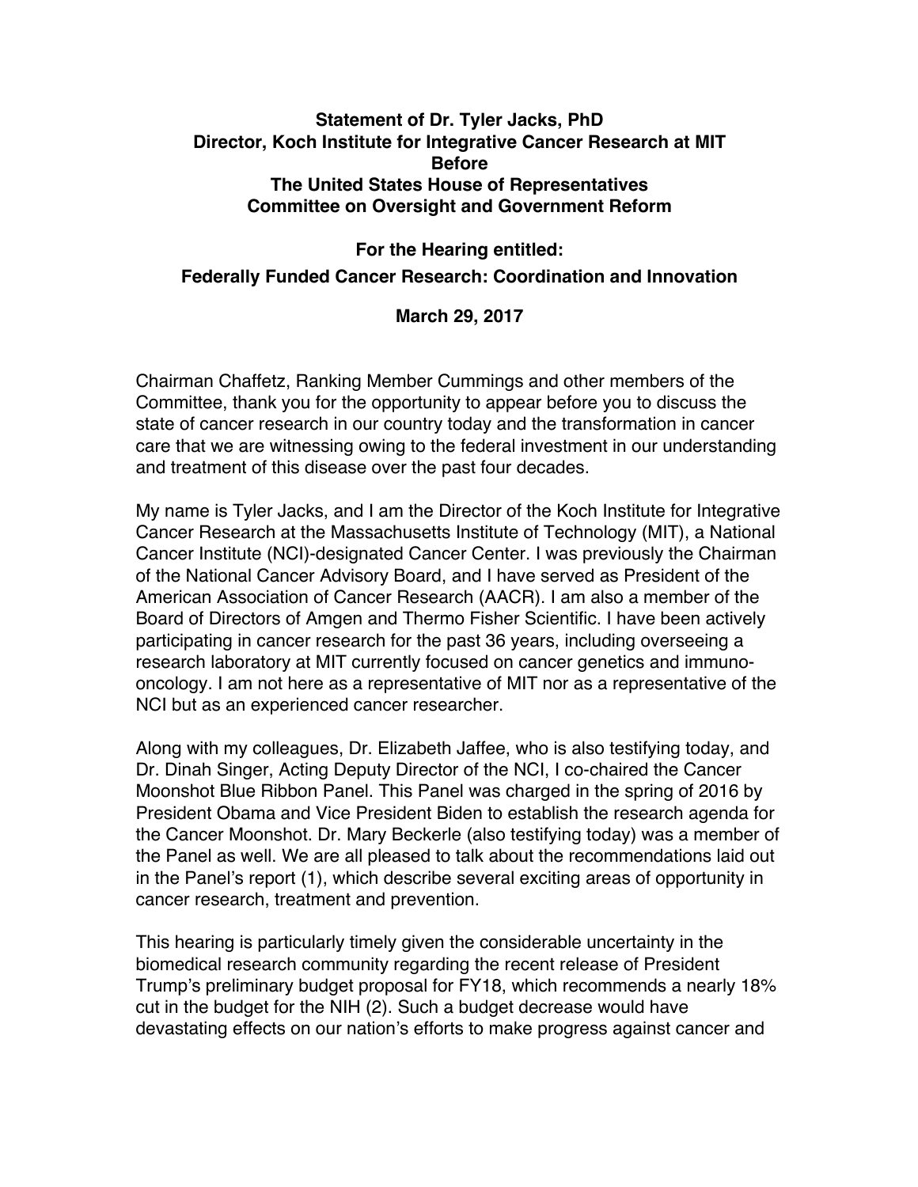**Statement of Dr. Tyler Jacks, PhD**
**Director, Koch Institute for Integrative Cancer Research at MIT**
**Before**
**The United States House of Representatives**
**Committee on Oversight and Government Reform**

**For the Hearing entitled:**
**Federally Funded Cancer Research: Coordination and Innovation**

**March 29, 2017**

Chairman Chaffetz, Ranking Member Cummings and other members of the Committee, thank you for the opportunity to appear before you to discuss the state of cancer research in our country today and the transformation in cancer care that we are witnessing owing to the federal investment in our understanding and treatment of this disease over the past four decades.

My name is Tyler Jacks, and I am the Director of the Koch Institute for Integrative Cancer Research at the Massachusetts Institute of Technology (MIT), a National Cancer Institute (NCI)-designated Cancer Center. I was previously the Chairman of the National Cancer Advisory Board, and I have served as President of the American Association of Cancer Research (AACR). I am also a member of the Board of Directors of Amgen and Thermo Fisher Scientific. I have been actively participating in cancer research for the past 36 years, including overseeing a research laboratory at MIT currently focused on cancer genetics and immuno-oncology. I am not here as a representative of MIT nor as a representative of the NCI but as an experienced cancer researcher.

Along with my colleagues, Dr. Elizabeth Jaffee, who is also testifying today, and Dr. Dinah Singer, Acting Deputy Director of the NCI, I co-chaired the Cancer Moonshot Blue Ribbon Panel. This Panel was charged in the spring of 2016 by President Obama and Vice President Biden to establish the research agenda for the Cancer Moonshot. Dr. Mary Beckerle (also testifying today) was a member of the Panel as well. We are all pleased to talk about the recommendations laid out in the Panel's report (1), which describe several exciting areas of opportunity in cancer research, treatment and prevention.

This hearing is particularly timely given the considerable uncertainty in the biomedical research community regarding the recent release of President Trump's preliminary budget proposal for FY18, which recommends a nearly 18% cut in the budget for the NIH (2). Such a budget decrease would have devastating effects on our nation's efforts to make progress against cancer and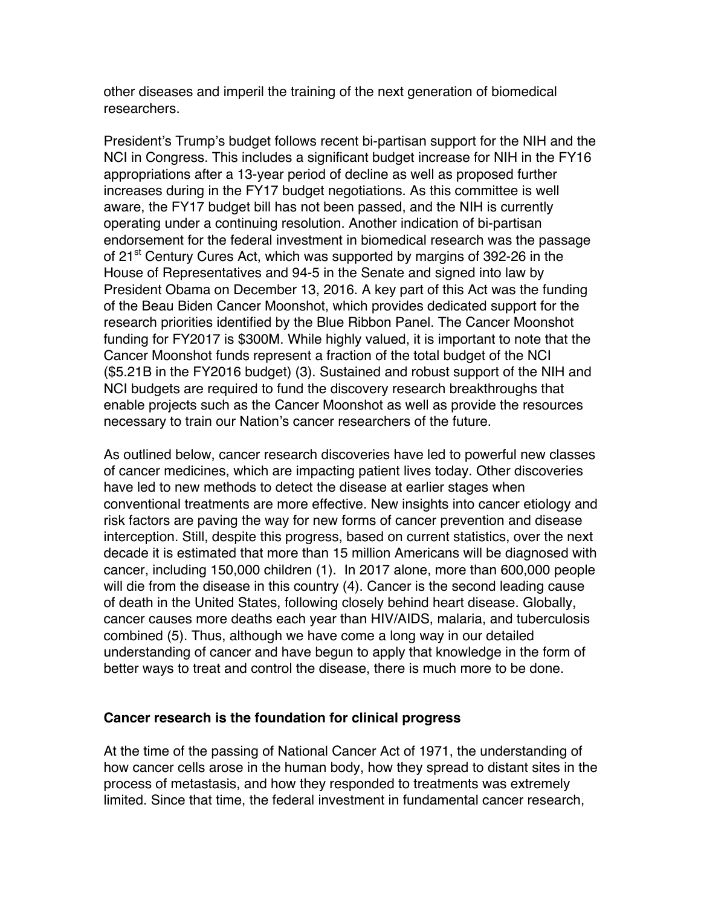other diseases and imperil the training of the next generation of biomedical researchers.

President's Trump's budget follows recent bi-partisan support for the NIH and the NCI in Congress. This includes a significant budget increase for NIH in the FY16 appropriations after a 13-year period of decline as well as proposed further increases during in the FY17 budget negotiations. As this committee is well aware, the FY17 budget bill has not been passed, and the NIH is currently operating under a continuing resolution. Another indication of bi-partisan endorsement for the federal investment in biomedical research was the passage of 21st Century Cures Act, which was supported by margins of 392-26 in the House of Representatives and 94-5 in the Senate and signed into law by President Obama on December 13, 2016. A key part of this Act was the funding of the Beau Biden Cancer Moonshot, which provides dedicated support for the research priorities identified by the Blue Ribbon Panel. The Cancer Moonshot funding for FY2017 is $300M. While highly valued, it is important to note that the Cancer Moonshot funds represent a fraction of the total budget of the NCI ($5.21B in the FY2016 budget) (3). Sustained and robust support of the NIH and NCI budgets are required to fund the discovery research breakthroughs that enable projects such as the Cancer Moonshot as well as provide the resources necessary to train our Nation's cancer researchers of the future.

As outlined below, cancer research discoveries have led to powerful new classes of cancer medicines, which are impacting patient lives today. Other discoveries have led to new methods to detect the disease at earlier stages when conventional treatments are more effective. New insights into cancer etiology and risk factors are paving the way for new forms of cancer prevention and disease interception. Still, despite this progress, based on current statistics, over the next decade it is estimated that more than 15 million Americans will be diagnosed with cancer, including 150,000 children (1). In 2017 alone, more than 600,000 people will die from the disease in this country (4). Cancer is the second leading cause of death in the United States, following closely behind heart disease. Globally, cancer causes more deaths each year than HIV/AIDS, malaria, and tuberculosis combined (5). Thus, although we have come a long way in our detailed understanding of cancer and have begun to apply that knowledge in the form of better ways to treat and control the disease, there is much more to be done.

**Cancer research is the foundation for clinical progress**

At the time of the passing of National Cancer Act of 1971, the understanding of how cancer cells arose in the human body, how they spread to distant sites in the process of metastasis, and how they responded to treatments was extremely limited. Since that time, the federal investment in fundamental cancer research,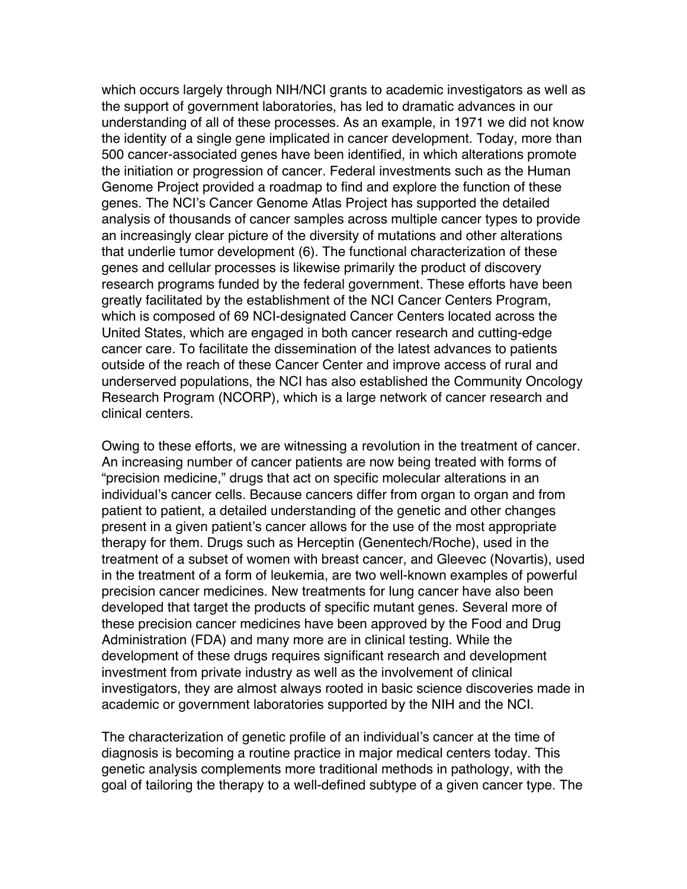which occurs largely through NIH/NCI grants to academic investigators as well as the support of government laboratories, has led to dramatic advances in our understanding of all of these processes. As an example, in 1971 we did not know the identity of a single gene implicated in cancer development. Today, more than 500 cancer-associated genes have been identified, in which alterations promote the initiation or progression of cancer. Federal investments such as the Human Genome Project provided a roadmap to find and explore the function of these genes. The NCI's Cancer Genome Atlas Project has supported the detailed analysis of thousands of cancer samples across multiple cancer types to provide an increasingly clear picture of the diversity of mutations and other alterations that underlie tumor development (6). The functional characterization of these genes and cellular processes is likewise primarily the product of discovery research programs funded by the federal government. These efforts have been greatly facilitated by the establishment of the NCI Cancer Centers Program, which is composed of 69 NCI-designated Cancer Centers located across the United States, which are engaged in both cancer research and cutting-edge cancer care. To facilitate the dissemination of the latest advances to patients outside of the reach of these Cancer Center and improve access of rural and underserved populations, the NCI has also established the Community Oncology Research Program (NCORP), which is a large network of cancer research and clinical centers.

Owing to these efforts, we are witnessing a revolution in the treatment of cancer. An increasing number of cancer patients are now being treated with forms of "precision medicine," drugs that act on specific molecular alterations in an individual's cancer cells. Because cancers differ from organ to organ and from patient to patient, a detailed understanding of the genetic and other changes present in a given patient's cancer allows for the use of the most appropriate therapy for them. Drugs such as Herceptin (Genentech/Roche), used in the treatment of a subset of women with breast cancer, and Gleevec (Novartis), used in the treatment of a form of leukemia, are two well-known examples of powerful precision cancer medicines. New treatments for lung cancer have also been developed that target the products of specific mutant genes. Several more of these precision cancer medicines have been approved by the Food and Drug Administration (FDA) and many more are in clinical testing. While the development of these drugs requires significant research and development investment from private industry as well as the involvement of clinical investigators, they are almost always rooted in basic science discoveries made in academic or government laboratories supported by the NIH and the NCI.

The characterization of genetic profile of an individual's cancer at the time of diagnosis is becoming a routine practice in major medical centers today. This genetic analysis complements more traditional methods in pathology, with the goal of tailoring the therapy to a well-defined subtype of a given cancer type. The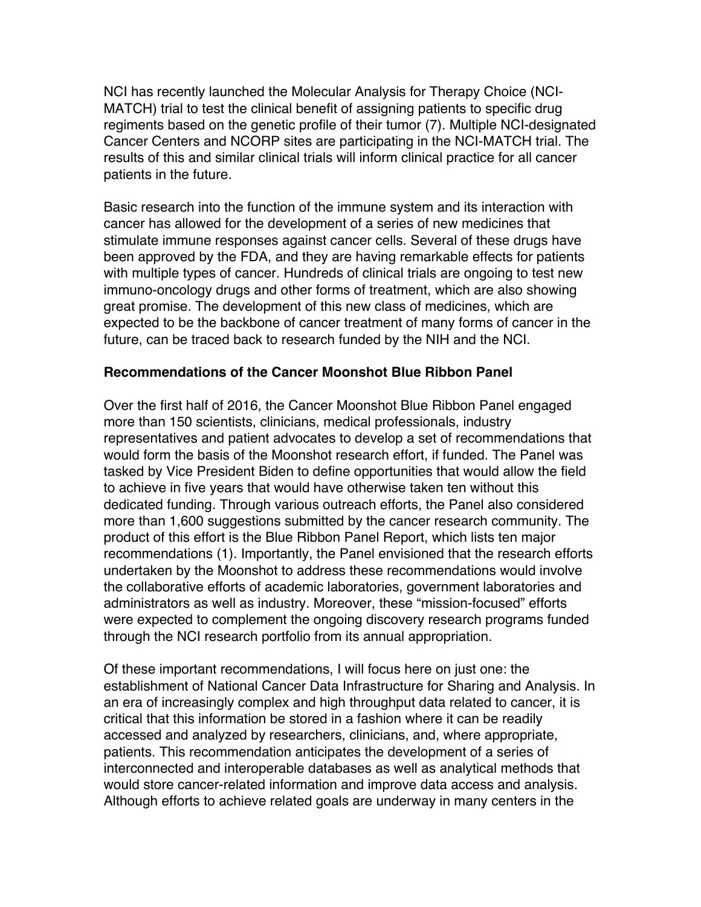NCI has recently launched the Molecular Analysis for Therapy Choice (NCI-MATCH) trial to test the clinical benefit of assigning patients to specific drug regiments based on the genetic profile of their tumor (7). Multiple NCI-designated Cancer Centers and NCORP sites are participating in the NCI-MATCH trial. The results of this and similar clinical trials will inform clinical practice for all cancer patients in the future.

Basic research into the function of the immune system and its interaction with cancer has allowed for the development of a series of new medicines that stimulate immune responses against cancer cells. Several of these drugs have been approved by the FDA, and they are having remarkable effects for patients with multiple types of cancer. Hundreds of clinical trials are ongoing to test new immuno-oncology drugs and other forms of treatment, which are also showing great promise. The development of this new class of medicines, which are expected to be the backbone of cancer treatment of many forms of cancer in the future, can be traced back to research funded by the NIH and the NCI.

**Recommendations of the Cancer Moonshot Blue Ribbon Panel**

Over the first half of 2016, the Cancer Moonshot Blue Ribbon Panel engaged more than 150 scientists, clinicians, medical professionals, industry representatives and patient advocates to develop a set of recommendations that would form the basis of the Moonshot research effort, if funded. The Panel was tasked by Vice President Biden to define opportunities that would allow the field to achieve in five years that would have otherwise taken ten without this dedicated funding. Through various outreach efforts, the Panel also considered more than 1,600 suggestions submitted by the cancer research community. The product of this effort is the Blue Ribbon Panel Report, which lists ten major recommendations (1). Importantly, the Panel envisioned that the research efforts undertaken by the Moonshot to address these recommendations would involve the collaborative efforts of academic laboratories, government laboratories and administrators as well as industry. Moreover, these "mission-focused" efforts were expected to complement the ongoing discovery research programs funded through the NCI research portfolio from its annual appropriation.

Of these important recommendations, I will focus here on just one: the establishment of National Cancer Data Infrastructure for Sharing and Analysis. In an era of increasingly complex and high throughput data related to cancer, it is critical that this information be stored in a fashion where it can be readily accessed and analyzed by researchers, clinicians, and, where appropriate, patients. This recommendation anticipates the development of a series of interconnected and interoperable databases as well as analytical methods that would store cancer-related information and improve data access and analysis. Although efforts to achieve related goals are underway in many centers in the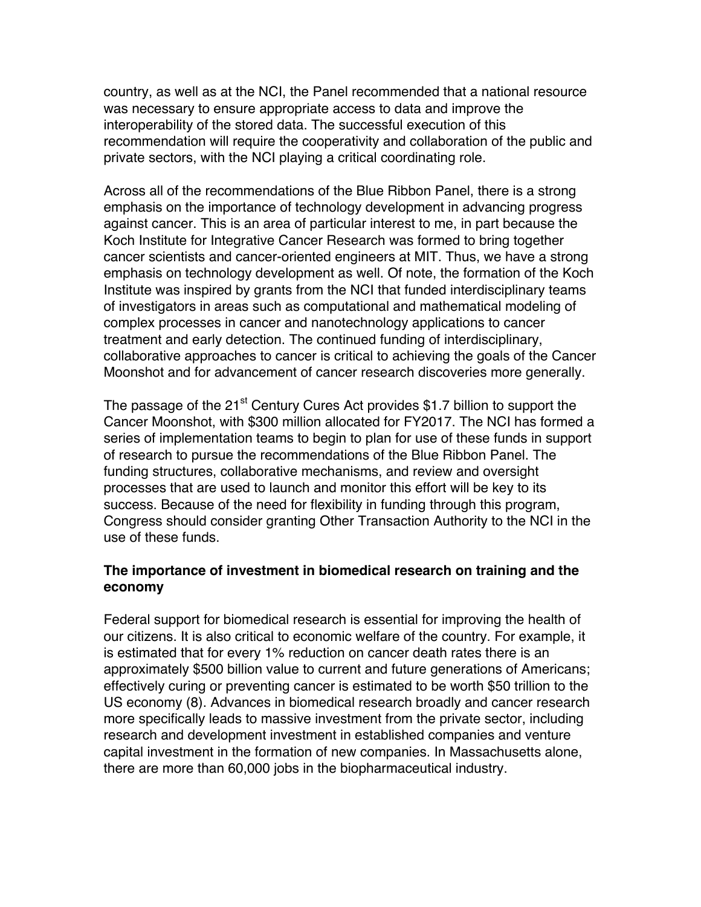country, as well as at the NCI, the Panel recommended that a national resource was necessary to ensure appropriate access to data and improve the interoperability of the stored data. The successful execution of this recommendation will require the cooperativity and collaboration of the public and private sectors, with the NCI playing a critical coordinating role.

Across all of the recommendations of the Blue Ribbon Panel, there is a strong emphasis on the importance of technology development in advancing progress against cancer. This is an area of particular interest to me, in part because the Koch Institute for Integrative Cancer Research was formed to bring together cancer scientists and cancer-oriented engineers at MIT. Thus, we have a strong emphasis on technology development as well. Of note, the formation of the Koch Institute was inspired by grants from the NCI that funded interdisciplinary teams of investigators in areas such as computational and mathematical modeling of complex processes in cancer and nanotechnology applications to cancer treatment and early detection. The continued funding of interdisciplinary, collaborative approaches to cancer is critical to achieving the goals of the Cancer Moonshot and for advancement of cancer research discoveries more generally.

The passage of the 21st Century Cures Act provides $1.7 billion to support the Cancer Moonshot, with $300 million allocated for FY2017. The NCI has formed a series of implementation teams to begin to plan for use of these funds in support of research to pursue the recommendations of the Blue Ribbon Panel. The funding structures, collaborative mechanisms, and review and oversight processes that are used to launch and monitor this effort will be key to its success. Because of the need for flexibility in funding through this program, Congress should consider granting Other Transaction Authority to the NCI in the use of these funds.

**The importance of investment in biomedical research on training and the economy**

Federal support for biomedical research is essential for improving the health of our citizens. It is also critical to economic welfare of the country. For example, it is estimated that for every 1% reduction on cancer death rates there is an approximately $500 billion value to current and future generations of Americans; effectively curing or preventing cancer is estimated to be worth $50 trillion to the US economy (8). Advances in biomedical research broadly and cancer research more specifically leads to massive investment from the private sector, including research and development investment in established companies and venture capital investment in the formation of new companies. In Massachusetts alone, there are more than 60,000 jobs in the biopharmaceutical industry.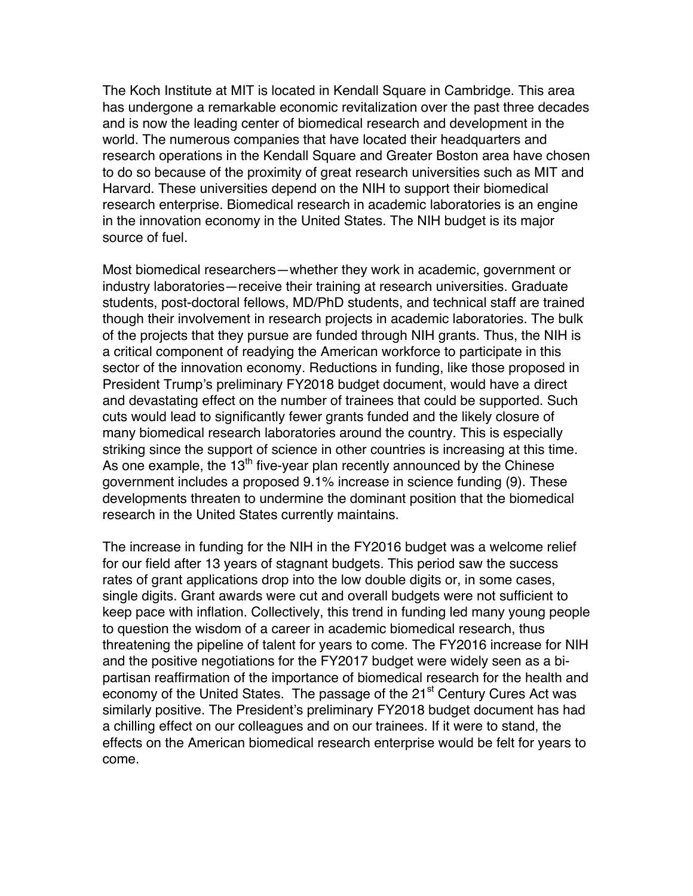The Koch Institute at MIT is located in Kendall Square in Cambridge. This area has undergone a remarkable economic revitalization over the past three decades and is now the leading center of biomedical research and development in the world. The numerous companies that have located their headquarters and research operations in the Kendall Square and Greater Boston area have chosen to do so because of the proximity of great research universities such as MIT and Harvard. These universities depend on the NIH to support their biomedical research enterprise. Biomedical research in academic laboratories is an engine in the innovation economy in the United States. The NIH budget is its major source of fuel.

Most biomedical researchers—whether they work in academic, government or industry laboratories—receive their training at research universities. Graduate students, post-doctoral fellows, MD/PhD students, and technical staff are trained though their involvement in research projects in academic laboratories. The bulk of the projects that they pursue are funded through NIH grants. Thus, the NIH is a critical component of readying the American workforce to participate in this sector of the innovation economy. Reductions in funding, like those proposed in President Trump's preliminary FY2018 budget document, would have a direct and devastating effect on the number of trainees that could be supported. Such cuts would lead to significantly fewer grants funded and the likely closure of many biomedical research laboratories around the country. This is especially striking since the support of science in other countries is increasing at this time. As one example, the 13th five-year plan recently announced by the Chinese government includes a proposed 9.1% increase in science funding (9). These developments threaten to undermine the dominant position that the biomedical research in the United States currently maintains.

The increase in funding for the NIH in the FY2016 budget was a welcome relief for our field after 13 years of stagnant budgets. This period saw the success rates of grant applications drop into the low double digits or, in some cases, single digits. Grant awards were cut and overall budgets were not sufficient to keep pace with inflation. Collectively, this trend in funding led many young people to question the wisdom of a career in academic biomedical research, thus threatening the pipeline of talent for years to come. The FY2016 increase for NIH and the positive negotiations for the FY2017 budget were widely seen as a bi-partisan reaffirmation of the importance of biomedical research for the health and economy of the United States. The passage of the 21st Century Cures Act was similarly positive. The President's preliminary FY2018 budget document has had a chilling effect on our colleagues and on our trainees. If it were to stand, the effects on the American biomedical research enterprise would be felt for years to come.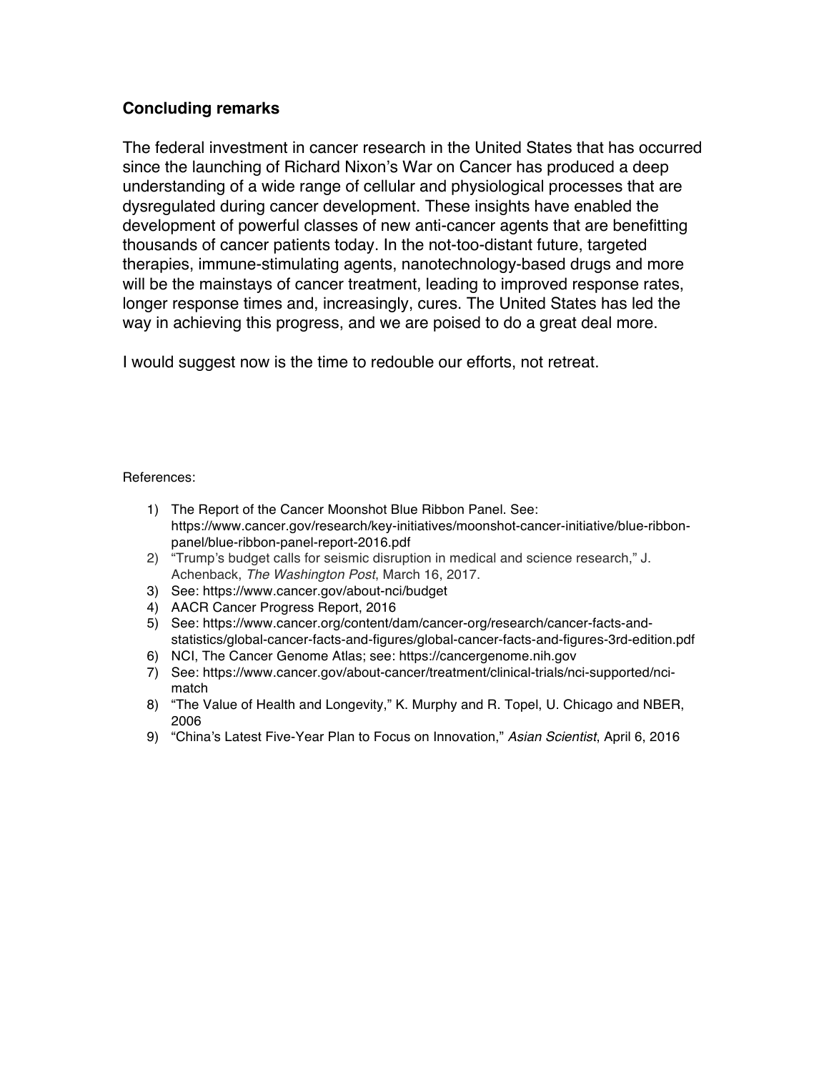## Concluding remarks

The federal investment in cancer research in the United States that has occurred since the launching of Richard Nixon's War on Cancer has produced a deep understanding of a wide range of cellular and physiological processes that are dysregulated during cancer development. These insights have enabled the development of powerful classes of new anti-cancer agents that are benefitting thousands of cancer patients today. In the not-too-distant future, targeted therapies, immune-stimulating agents, nanotechnology-based drugs and more will be the mainstays of cancer treatment, leading to improved response rates, longer response times and, increasingly, cures. The United States has led the way in achieving this progress, and we are poised to do a great deal more.

I would suggest now is the time to redouble our efforts, not retreat.

References:

1) The Report of the Cancer Moonshot Blue Ribbon Panel. See: https://www.cancer.gov/research/key-initiatives/moonshot-cancer-initiative/blue-ribbon-panel/blue-ribbon-panel-report-2016.pdf
2) "Trump's budget calls for seismic disruption in medical and science research," J. Achenback, *The Washington Post*, March 16, 2017.
3) See: https://www.cancer.gov/about-nci/budget
4) AACR Cancer Progress Report, 2016
5) See: https://www.cancer.org/content/dam/cancer-org/research/cancer-facts-and-statistics/global-cancer-facts-and-figures/global-cancer-facts-and-figures-3rd-edition.pdf
6) NCI, The Cancer Genome Atlas; see: https://cancergenome.nih.gov
7) See: https://www.cancer.gov/about-cancer/treatment/clinical-trials/nci-supported/nci-match
8) "The Value of Health and Longevity," K. Murphy and R. Topel, U. Chicago and NBER, 2006
9) "China's Latest Five-Year Plan to Focus on Innovation," *Asian Scientist*, April 6, 2016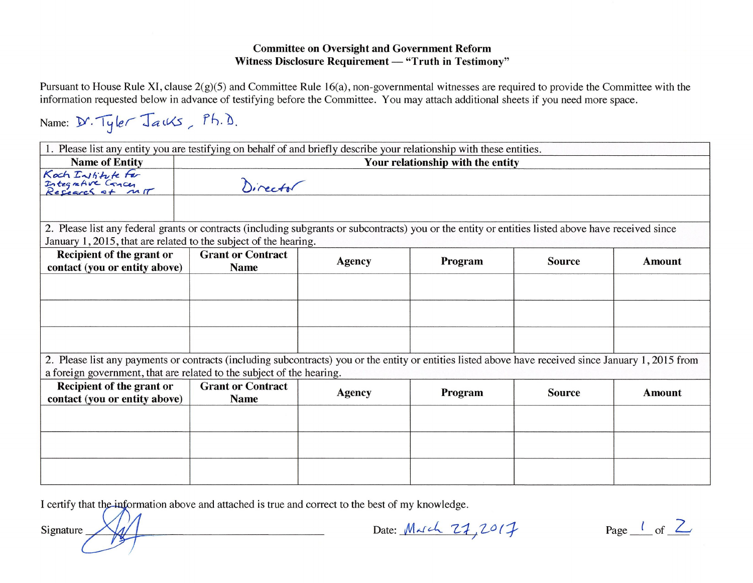**Committee on Oversight and Government Reform**
**Witness Disclosure Requirement — "Truth in Testimony"**

Pursuant to House Rule XI, clause 2(g)(5) and Committee Rule 16(a), non-governmental witnesses are required to provide the Committee with the information requested below in advance of testifying before the Committee. You may attach additional sheets if you need more space.

Name: Dr. Tyler Jacks, Ph.D.

| 1. Please list any entity you are testifying on behalf of and briefly describe your relationship with these entities. | |
|---|---|
| **Name of Entity** | **Your relationship with the entity** |
| Koch Institute for Integrative Cancer Research at MIT | Director |
| | |

2. Please list any federal grants or contracts (including subgrants or subcontracts) you or the entity or entities listed above have received since January 1, 2015, that are related to the subject of the hearing.

| Recipient of the grant or contact (you or entity above) | Grant or Contract Name | Agency | Program | Source | Amount |
|---|---|---|---|---|---|
| | | | | | |
| | | | | | |
| | | | | | |

2. Please list any payments or contracts (including subcontracts) you or the entity or entities listed above have received since January 1, 2015 from a foreign government, that are related to the subject of the hearing.

| Recipient of the grant or contact (you or entity above) | Grant or Contract Name | Agency | Program | Source | Amount |
|---|---|---|---|---|---|
| | | | | | |
| | | | | | |
| | | | | | |

I certify that the information above and attached is true and correct to the best of my knowledge.

Signature: [signature]

Date: March 27, 2017

Page 1 of 2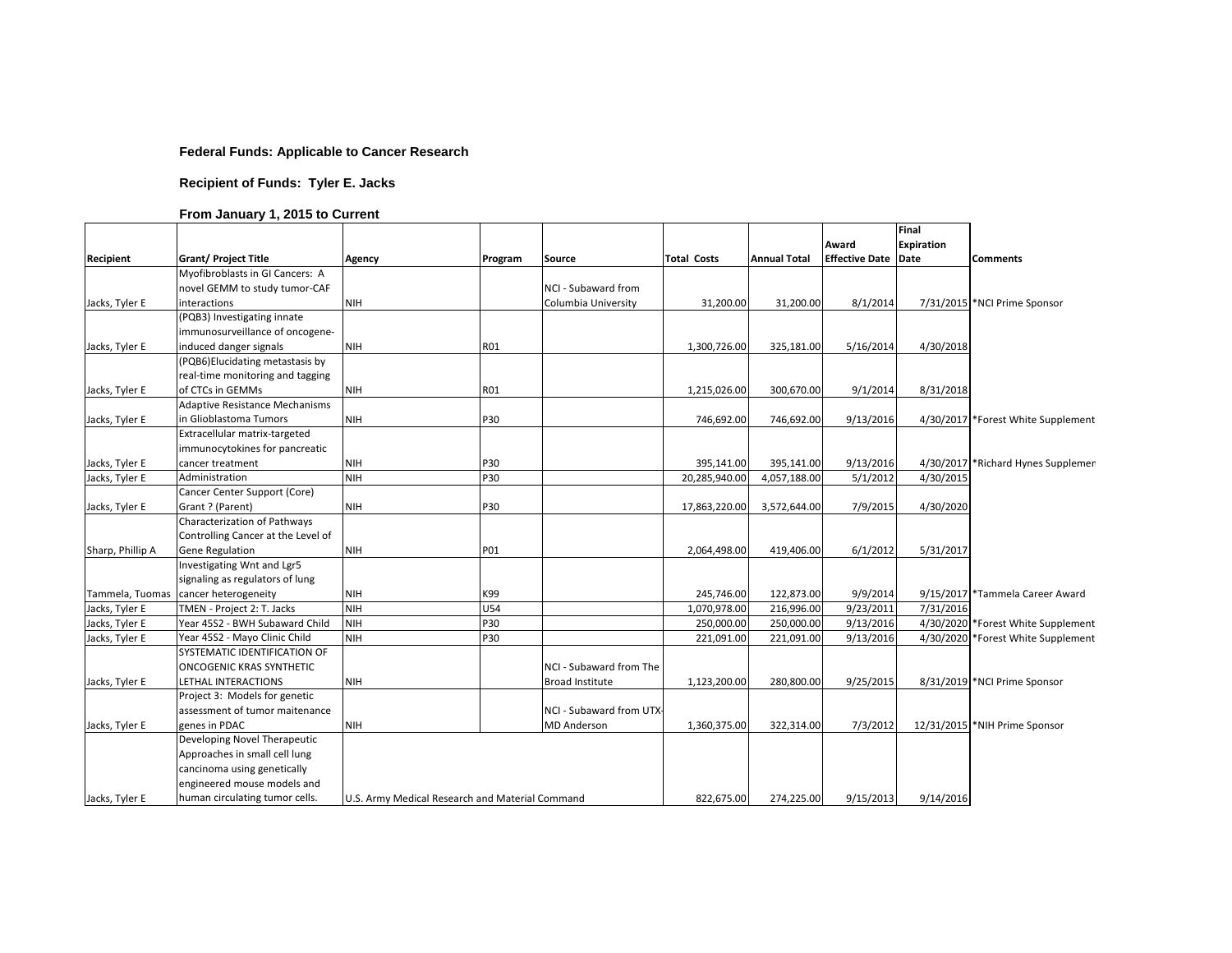**Federal Funds: Applicable to Cancer Research**

**Recipient of Funds: Tyler E. Jacks**

**From January 1, 2015 to Current**

| Recipient | Grant/ Project Title | Agency | Program | Source | Total Costs | Annual Total | Award Effective Date | Final Expiration Date | Comments |
|---|---|---|---|---|---|---|---|---|---|
| Jacks, Tyler E | Myofibroblasts in GI Cancers: A novel GEMM to study tumor-CAF interactions | NIH | | NCI - Subaward from Columbia University | 31,200.00 | 31,200.00 | 8/1/2014 | 7/31/2015 | *NCI Prime Sponsor |
| Jacks, Tyler E | (PQB3) Investigating innate immunosurveillance of oncogene-induced danger signals | NIH | R01 | | 1,300,726.00 | 325,181.00 | 5/16/2014 | 4/30/2018 | |
| Jacks, Tyler E | (PQB6)Elucidating metastasis by real-time monitoring and tagging of CTCs in GEMMs | NIH | R01 | | 1,215,026.00 | 300,670.00 | 9/1/2014 | 8/31/2018 | |
| Jacks, Tyler E | Adaptive Resistance Mechanisms in Glioblastoma Tumors | NIH | P30 | | 746,692.00 | 746,692.00 | 9/13/2016 | 4/30/2017 | *Forest White Supplement |
| Jacks, Tyler E | Extracellular matrix-targeted immunocytokines for pancreatic cancer treatment | NIH | P30 | | 395,141.00 | 395,141.00 | 9/13/2016 | 4/30/2017 | *Richard Hynes Supplemen |
| Jacks, Tyler E | Administration | NIH | P30 | | 20,285,940.00 | 4,057,188.00 | 5/1/2012 | 4/30/2015 | |
| Jacks, Tyler E | Cancer Center Support (Core) Grant ? (Parent) | NIH | P30 | | 17,863,220.00 | 3,572,644.00 | 7/9/2015 | 4/30/2020 | |
| Sharp, Phillip A | Characterization of Pathways Controlling Cancer at the Level of Gene Regulation | NIH | P01 | | 2,064,498.00 | 419,406.00 | 6/1/2012 | 5/31/2017 | |
| Tammela, Tuomas | Investigating Wnt and Lgr5 signaling as regulators of lung cancer heterogeneity | NIH | K99 | | 245,746.00 | 122,873.00 | 9/9/2014 | 9/15/2017 | *Tammela Career Award |
| Jacks, Tyler E | TMEN - Project 2: T. Jacks | NIH | U54 | | 1,070,978.00 | 216,996.00 | 9/23/2011 | 7/31/2016 | |
| Jacks, Tyler E | Year 45S2 - BWH Subaward Child | NIH | P30 | | 250,000.00 | 250,000.00 | 9/13/2016 | 4/30/2020 | *Forest White Supplement |
| Jacks, Tyler E | Year 45S2 - Mayo Clinic Child | NIH | P30 | | 221,091.00 | 221,091.00 | 9/13/2016 | 4/30/2020 | *Forest White Supplement |
| Jacks, Tyler E | SYSTEMATIC IDENTIFICATION OF ONCOGENIC KRAS SYNTHETIC LETHAL INTERACTIONS | NIH | | NCI - Subaward from The Broad Institute | 1,123,200.00 | 280,800.00 | 9/25/2015 | 8/31/2019 | *NCI Prime Sponsor |
| Jacks, Tyler E | Project 3: Models for genetic assessment of tumor maitenance genes in PDAC | NIH | | NCI - Subaward from UTX-MD Anderson | 1,360,375.00 | 322,314.00 | 7/3/2012 | 12/31/2015 | *NIH Prime Sponsor |
| Jacks, Tyler E | Developing Novel Therapeutic Approaches in small cell lung cancinoma using genetically engineered mouse models and human circulating tumor cells. | U.S. Army Medical Research and Material Command | | | 822,675.00 | 274,225.00 | 9/15/2013 | 9/14/2016 | |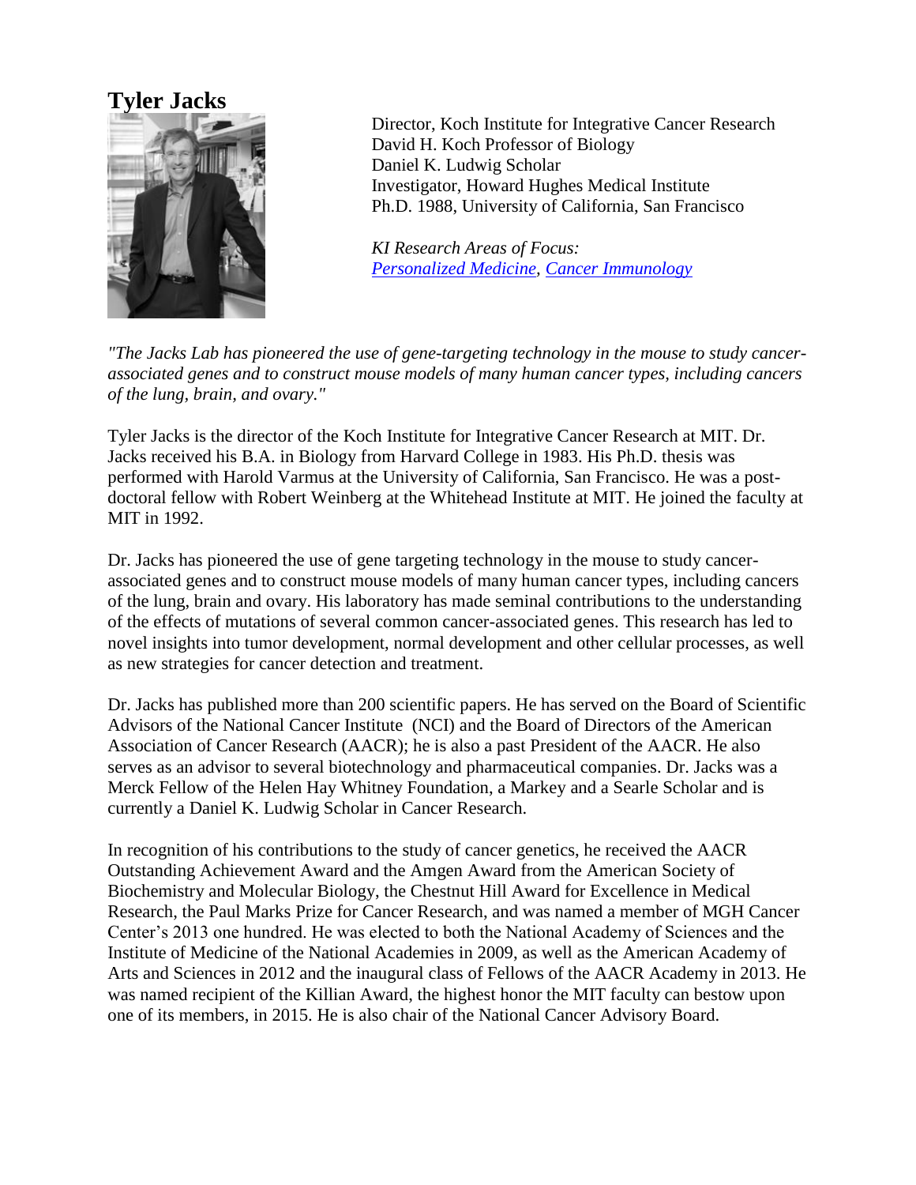# Tyler Jacks

Director, Koch Institute for Integrative Cancer Research
David H. Koch Professor of Biology
Daniel K. Ludwig Scholar
Investigator, Howard Hughes Medical Institute
Ph.D. 1988, University of California, San Francisco

*KI Research Areas of Focus:*
[Personalized Medicine](), [Cancer Immunology]()

*"The Jacks Lab has pioneered the use of gene-targeting technology in the mouse to study cancer-associated genes and to construct mouse models of many human cancer types, including cancers of the lung, brain, and ovary."*

Tyler Jacks is the director of the Koch Institute for Integrative Cancer Research at MIT. Dr. Jacks received his B.A. in Biology from Harvard College in 1983. His Ph.D. thesis was performed with Harold Varmus at the University of California, San Francisco. He was a post-doctoral fellow with Robert Weinberg at the Whitehead Institute at MIT. He joined the faculty at MIT in 1992.

Dr. Jacks has pioneered the use of gene targeting technology in the mouse to study cancer-associated genes and to construct mouse models of many human cancer types, including cancers of the lung, brain and ovary. His laboratory has made seminal contributions to the understanding of the effects of mutations of several common cancer-associated genes. This research has led to novel insights into tumor development, normal development and other cellular processes, as well as new strategies for cancer detection and treatment.

Dr. Jacks has published more than 200 scientific papers. He has served on the Board of Scientific Advisors of the National Cancer Institute (NCI) and the Board of Directors of the American Association of Cancer Research (AACR); he is also a past President of the AACR. He also serves as an advisor to several biotechnology and pharmaceutical companies. Dr. Jacks was a Merck Fellow of the Helen Hay Whitney Foundation, a Markey and a Searle Scholar and is currently a Daniel K. Ludwig Scholar in Cancer Research.

In recognition of his contributions to the study of cancer genetics, he received the AACR Outstanding Achievement Award and the Amgen Award from the American Society of Biochemistry and Molecular Biology, the Chestnut Hill Award for Excellence in Medical Research, the Paul Marks Prize for Cancer Research, and was named a member of MGH Cancer Center's 2013 one hundred. He was elected to both the National Academy of Sciences and the Institute of Medicine of the National Academies in 2009, as well as the American Academy of Arts and Sciences in 2012 and the inaugural class of Fellows of the AACR Academy in 2013. He was named recipient of the Killian Award, the highest honor the MIT faculty can bestow upon one of its members, in 2015. He is also chair of the National Cancer Advisory Board.